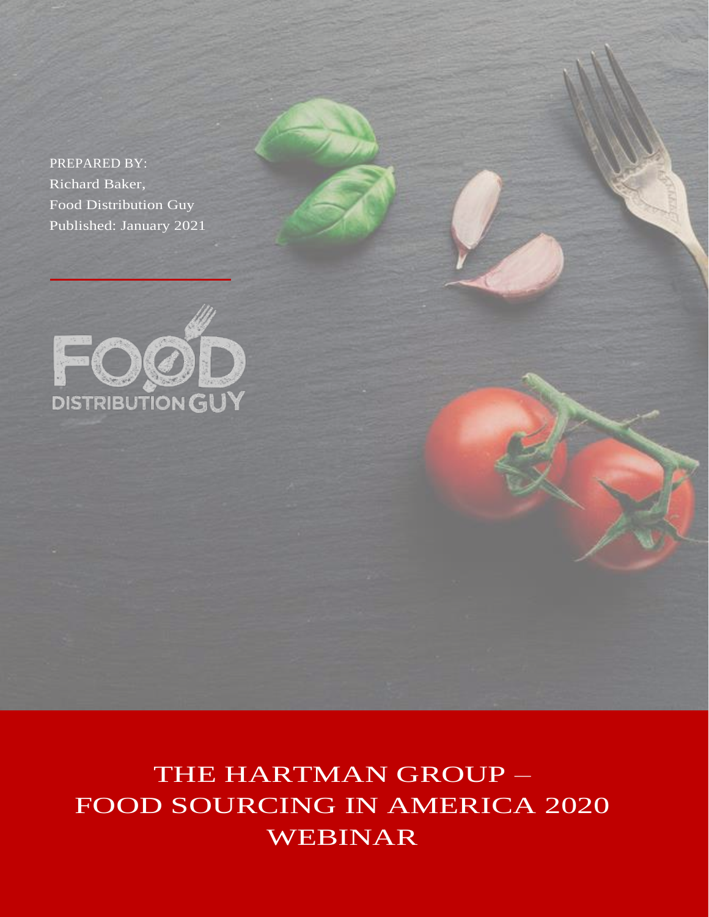PREPARED BY:
Richard Baker,
Food Distribution Guy
Published: January 2021

FOOD DISTRIBUTION GUY

# THE HARTMAN GROUP – FOOD SOURCING IN AMERICA 2020 WEBINAR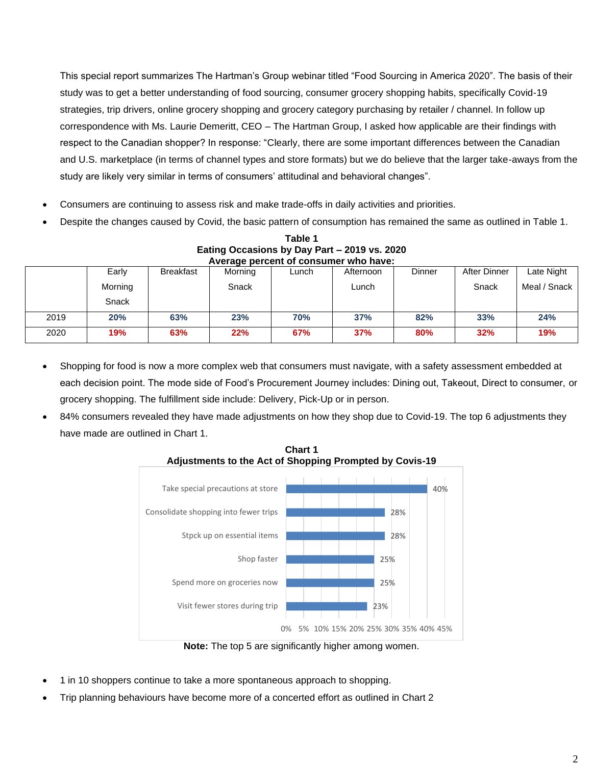This special report summarizes The Hartman's Group webinar titled "Food Sourcing in America 2020". The basis of their study was to get a better understanding of food sourcing, consumer grocery shopping habits, specifically Covid-19 strategies, trip drivers, online grocery shopping and grocery category purchasing by retailer / channel. In follow up correspondence with Ms. Laurie Demeritt, CEO – The Hartman Group, I asked how applicable are their findings with respect to the Canadian shopper? In response: "Clearly, there are some important differences between the Canadian and U.S. marketplace (in terms of channel types and store formats) but we do believe that the larger take-aways from the study are likely very similar in terms of consumers' attitudinal and behavioral changes".

- Consumers are continuing to assess risk and make trade-offs in daily activities and priorities.
- Despite the changes caused by Covid, the basic pattern of consumption has remained the same as outlined in Table 1.

**Table 1**
**Eating Occasions by Day Part – 2019 vs. 2020**
**Average percent of consumer who have:**

| | Early Morning Snack | Breakfast | Morning Snack | Lunch | Afternoon Lunch | Dinner | After Dinner Snack | Late Night Meal / Snack |
|---|---|---|---|---|---|---|---|---|
| 2019 | **20%** | **63%** | **23%** | **70%** | **37%** | **82%** | **33%** | **24%** |
| 2020 | **19%** | **63%** | **22%** | **67%** | **37%** | **80%** | **32%** | **19%** |

- Shopping for food is now a more complex web that consumers must navigate, with a safety assessment embedded at each decision point. The mode side of Food's Procurement Journey includes: Dining out, Takeout, Direct to consumer, or grocery shopping. The fulfillment side include: Delivery, Pick-Up or in person.
- 84% consumers revealed they have made adjustments on how they shop due to Covid-19. The top 6 adjustments they have made are outlined in Chart 1.

**Chart 1**
**Adjustments to the Act of Shopping Prompted by Covis-19**

| Adjustment | % |
|---|---|
| Take special precautions at store | 40% |
| Consolidate shopping into fewer trips | 28% |
| Stpck up on essential items | 28% |
| Shop faster | 25% |
| Spend more on groceries now | 25% |
| Visit fewer stores during trip | 23% |

**Note:** The top 5 are significantly higher among women.

- 1 in 10 shoppers continue to take a more spontaneous approach to shopping.
- Trip planning behaviours have become more of a concerted effort as outlined in Chart 2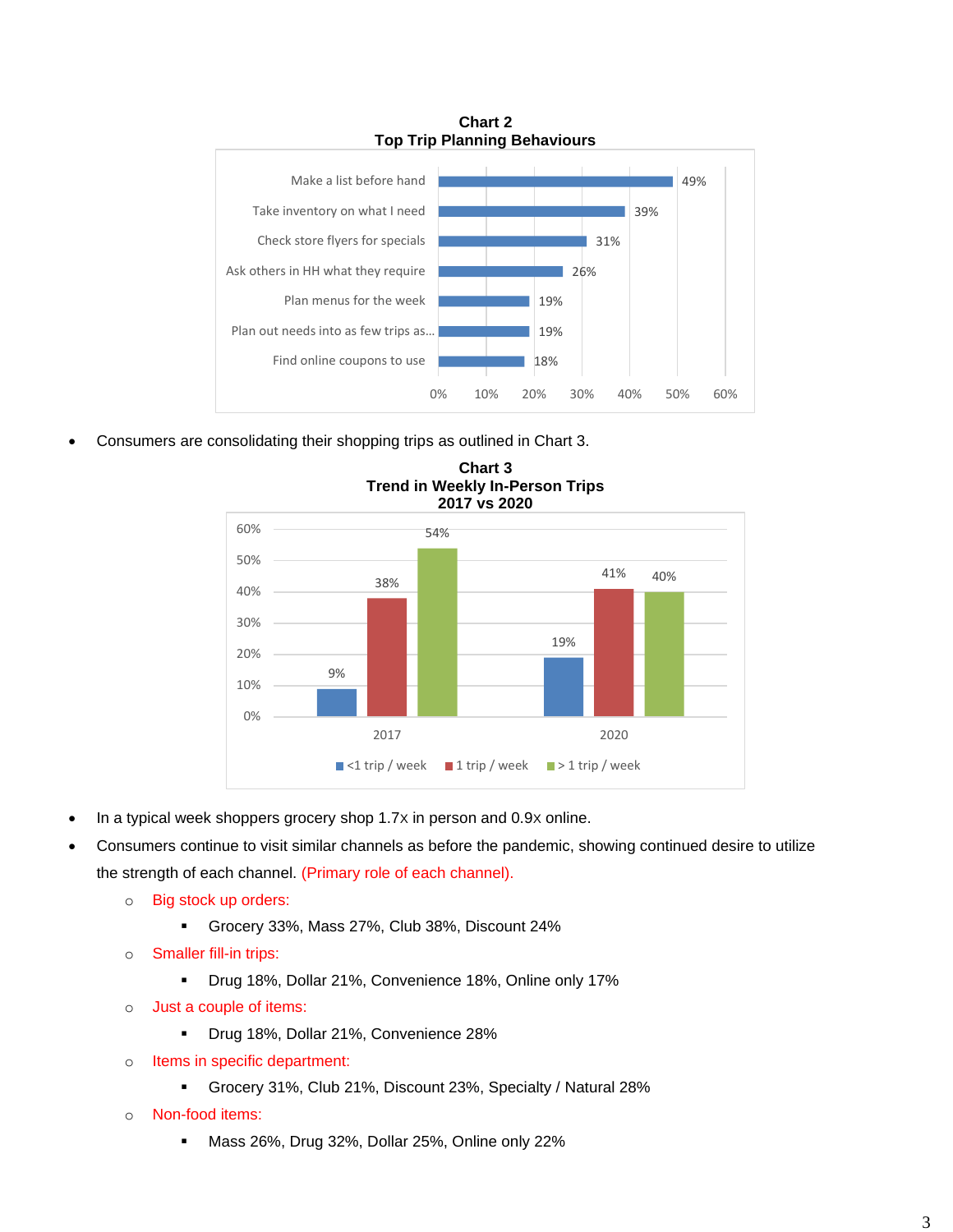**Chart 2**
**Top Trip Planning Behaviours**

| Behaviour | % |
|---|---|
| Make a list before hand | 49% |
| Take inventory on what I need | 39% |
| Check store flyers for specials | 31% |
| Ask others in HH what they require | 26% |
| Plan menus for the week | 19% |
| Plan out needs into as few trips as... | 19% |
| Find online coupons to use | 18% |

- Consumers are consolidating their shopping trips as outlined in Chart 3.

**Chart 3**
**Trend in Weekly In-Person Trips**
**2017 vs 2020**

| | <1 trip / week | 1 trip / week | > 1 trip / week |
|---|---|---|---|
| 2017 | 9% | 38% | 54% |
| 2020 | 19% | 41% | 40% |

- In a typical week shoppers grocery shop 1.7x in person and 0.9x online.
- Consumers continue to visit similar channels as before the pandemic, showing continued desire to utilize the strength of each channel. (Primary role of each channel).
  - Big stock up orders:
    - Grocery 33%, Mass 27%, Club 38%, Discount 24%
  - Smaller fill-in trips:
    - Drug 18%, Dollar 21%, Convenience 18%, Online only 17%
  - Just a couple of items:
    - Drug 18%, Dollar 21%, Convenience 28%
  - Items in specific department:
    - Grocery 31%, Club 21%, Discount 23%, Specialty / Natural 28%
  - Non-food items:
    - Mass 26%, Drug 32%, Dollar 25%, Online only 22%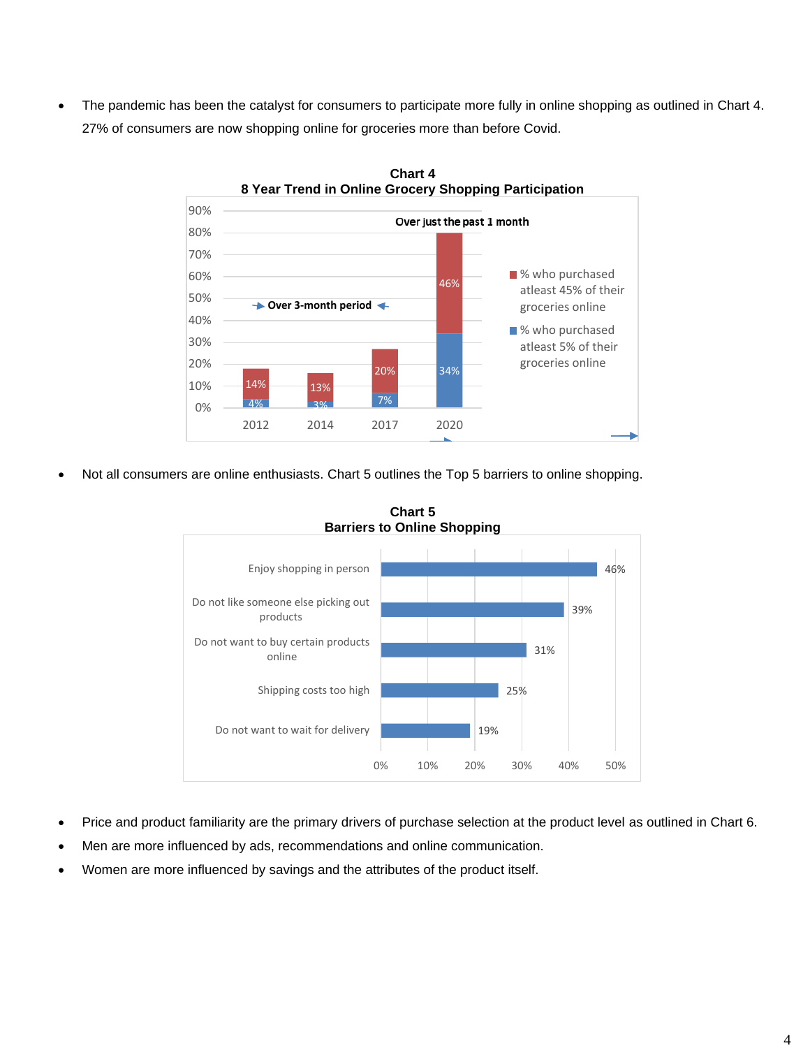- The pandemic has been the catalyst for consumers to participate more fully in online shopping as outlined in Chart 4. 27% of consumers are now shopping online for groceries more than before Covid.

**Chart 4**
**8 Year Trend in Online Grocery Shopping Participation**

| Year | % who purchased atleast 5% of their groceries online | % who purchased atleast 45% of their groceries online |
|---|---|---|
| 2012 | 4% | 14% |
| 2014 | 3% | 13% |
| 2017 | 7% | 20% |
| 2020 | 34% | 46% |

Over 3-month period (2012–2017); Over just the past 1 month (2020)

- Not all consumers are online enthusiasts. Chart 5 outlines the Top 5 barriers to online shopping.

**Chart 5**
**Barriers to Online Shopping**

| Barrier | % |
|---|---|
| Enjoy shopping in person | 46% |
| Do not like someone else picking out products | 39% |
| Do not want to buy certain products online | 31% |
| Shipping costs too high | 25% |
| Do not want to wait for delivery | 19% |

- Price and product familiarity are the primary drivers of purchase selection at the product level as outlined in Chart 6.
- Men are more influenced by ads, recommendations and online communication.
- Women are more influenced by savings and the attributes of the product itself.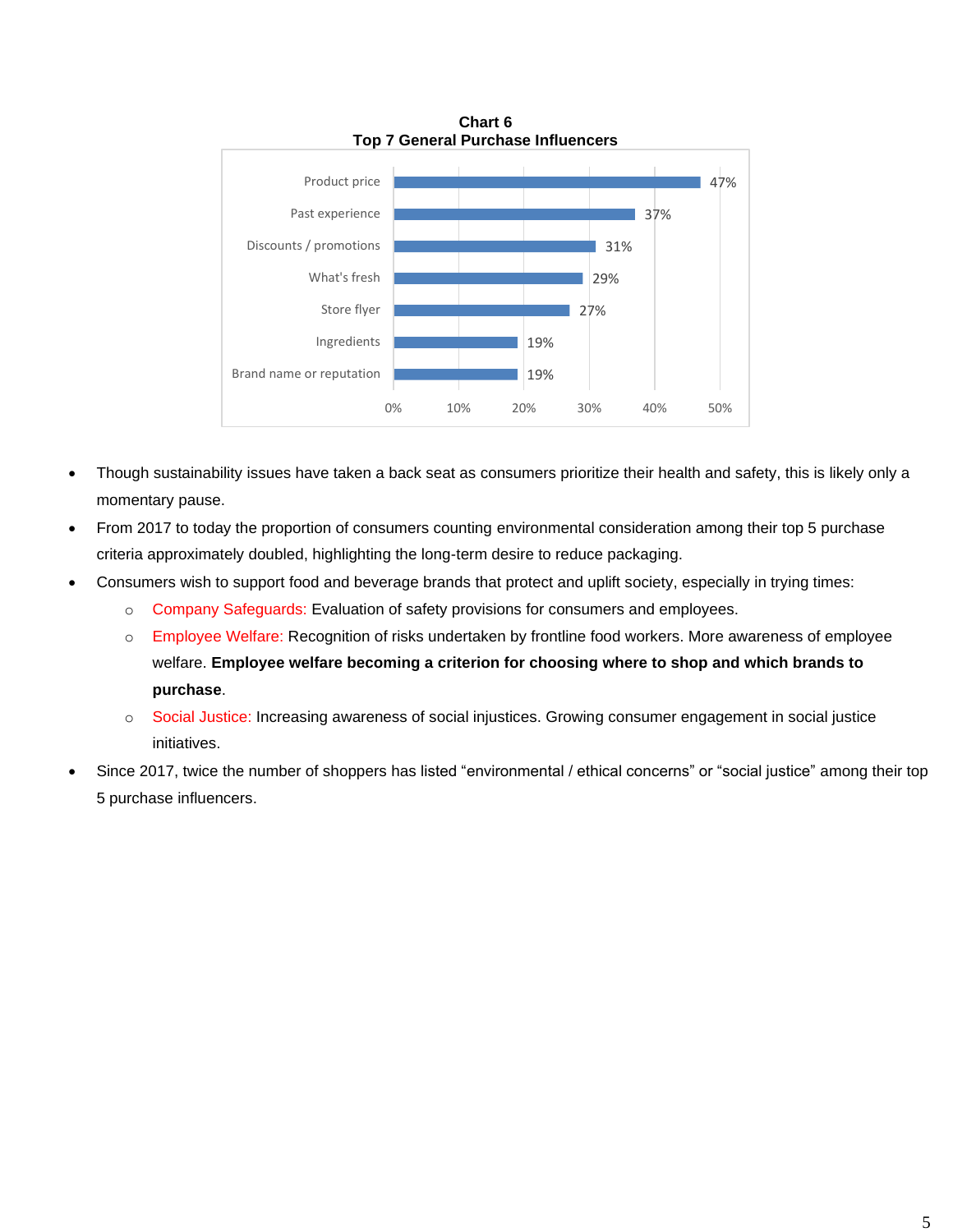**Chart 6**
**Top 7 General Purchase Influencers**

Product price 47%
Past experience 37%
Discounts / promotions 31%
What's fresh 29%
Store flyer 27%
Ingredients 19%
Brand name or reputation 19%

0% 10% 20% 30% 40% 50%

- Though sustainability issues have taken a back seat as consumers prioritize their health and safety, this is likely only a momentary pause.
- From 2017 to today the proportion of consumers counting environmental consideration among their top 5 purchase criteria approximately doubled, highlighting the long-term desire to reduce packaging.
- Consumers wish to support food and beverage brands that protect and uplift society, especially in trying times:
  - Company Safeguards: Evaluation of safety provisions for consumers and employees.
  - Employee Welfare: Recognition of risks undertaken by frontline food workers. More awareness of employee welfare. **Employee welfare becoming a criterion for choosing where to shop and which brands to purchase**.
  - Social Justice: Increasing awareness of social injustices. Growing consumer engagement in social justice initiatives.
- Since 2017, twice the number of shoppers has listed "environmental / ethical concerns" or "social justice" among their top 5 purchase influencers.